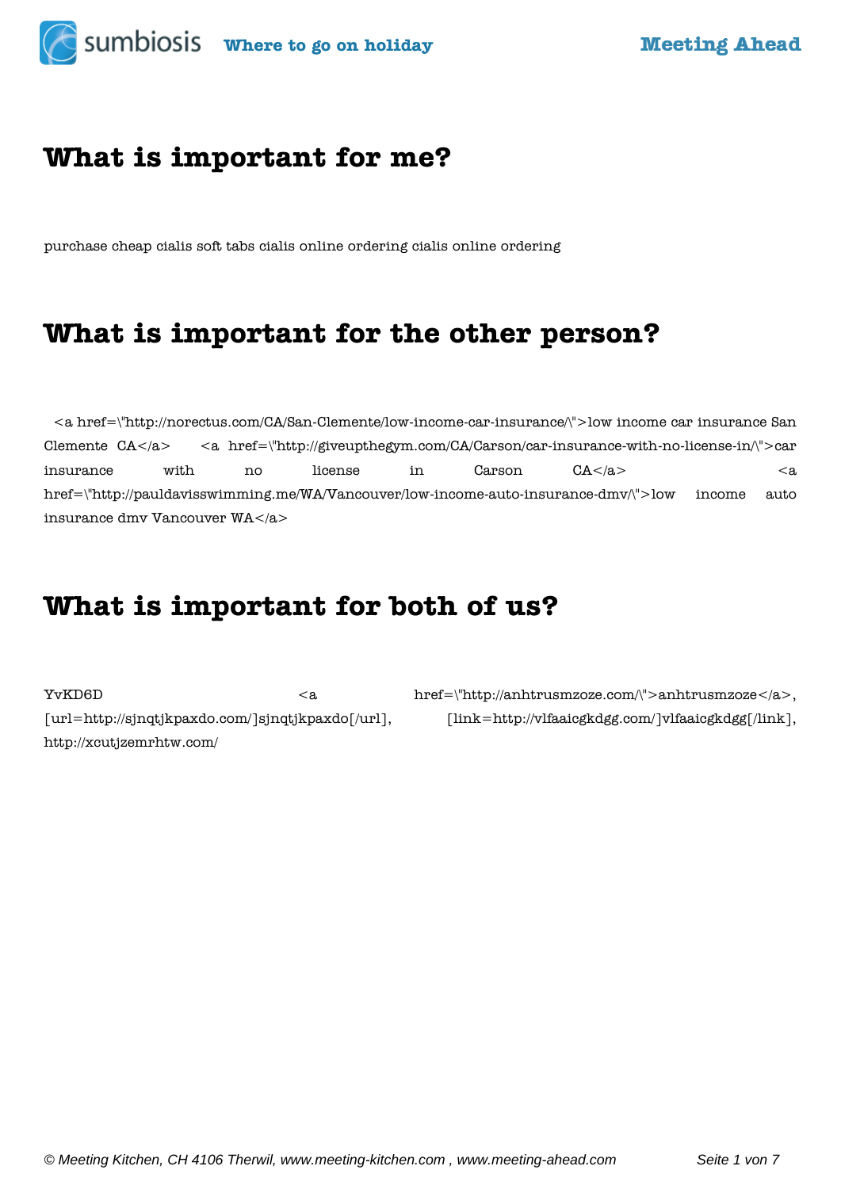# What is important for me?

purchase cheap cialis soft tabs cialis online ordering cialis online ordering

# What is important for the other person?

<a href=\"http://norectus.com/CA/San-Clemente/low-income-car-insurance/\">low income car insurance San Clemente CA</a> <a href=\"http://giveupthegym.com/CA/Carson/car-insurance-with-no-license-in/\">car insurance with no license in Carson CA</a> <a href=\"http://pauldavisswimming.me/WA/Vancouver/low-income-auto-insurance-dmv/\">low income auto insurance dmv Vancouver WA</a>

# What is important for both of us?

YvKD6D <a href=\"http://anhtrusmzoze.com/\">anhtrusmzoze</a>, [url=http://sjnqtjkpaxdo.com/]sjnqtjkpaxdo[/url], [link=http://vlfaaicgkdgg.com/]vlfaaicgkdgg[/link], http://xcutjzemrhtw.com/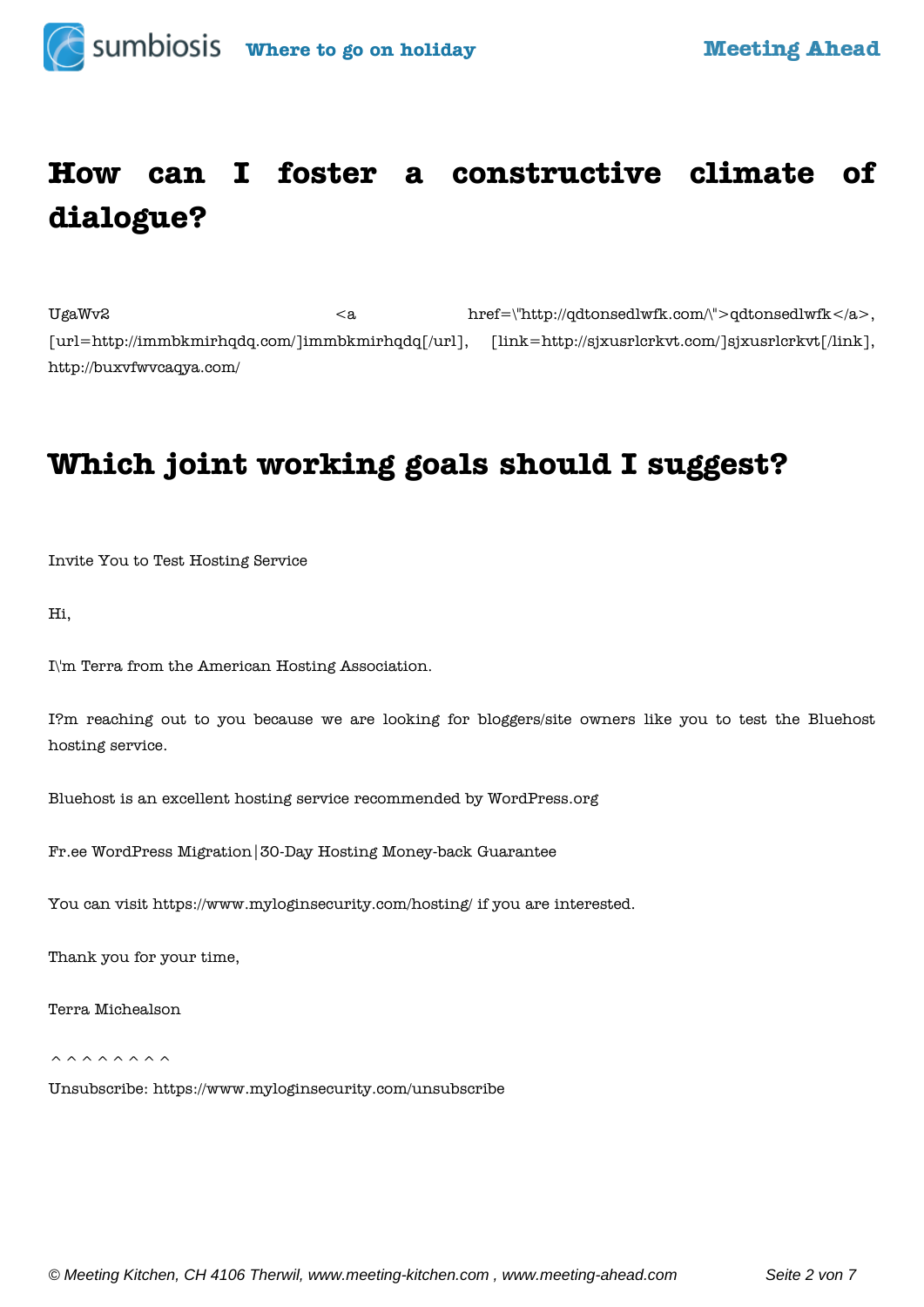## How can I foster a constructive climate of dialogue?

UgaWv2 <a href=\"http://qdtonsedlwfk.com/\">qdtonsedlwfk</a>, [url=http://immbkmirhqdq.com/]immbkmirhqdq[/url], [link=http://sjxusrlcrkvt.com/]sjxusrlcrkvt[/link], http://buxvfwvcaqya.com/

## Which joint working goals should I suggest?

Invite You to Test Hosting Service

Hi,

I\'m Terra from the American Hosting Association.

I?m reaching out to you because we are looking for bloggers/site owners like you to test the Bluehost hosting service.

Bluehost is an excellent hosting service recommended by WordPress.org

Fr.ee WordPress Migration|30-Day Hosting Money-back Guarantee

You can visit https://www.myloginsecurity.com/hosting/ if you are interested.

Thank you for your time,

Terra Michealson

^ ^ ^ ^ ^ ^ ^ ^

Unsubscribe: https://www.myloginsecurity.com/unsubscribe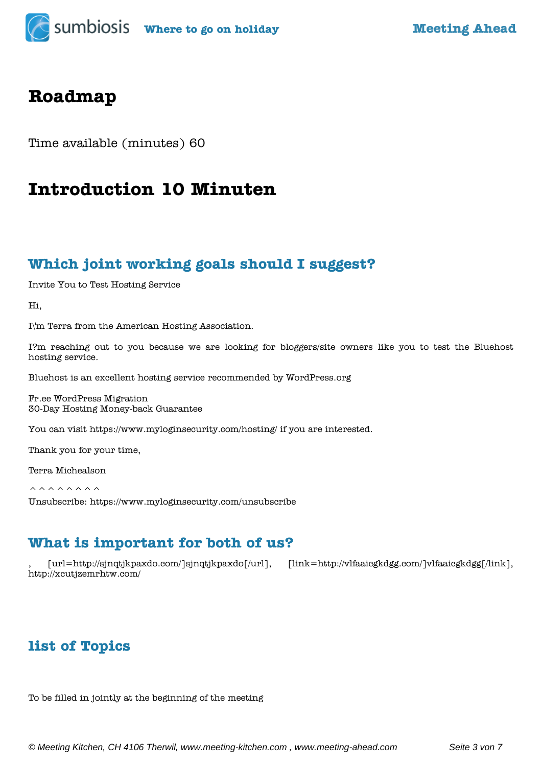# Roadmap

Time available (minutes) 60

# Introduction 10 Minuten

## Which joint working goals should I suggest?

Invite You to Test Hosting Service

Hi,

I\'m Terra from the American Hosting Association.

I?m reaching out to you because we are looking for bloggers/site owners like you to test the Bluehost hosting service.

Bluehost is an excellent hosting service recommended by WordPress.org

Fr.ee WordPress Migration
30-Day Hosting Money-back Guarantee

You can visit https://www.myloginsecurity.com/hosting/ if you are interested.

Thank you for your time,

Terra Michealson

^ ^ ^ ^ ^ ^ ^ ^
Unsubscribe: https://www.myloginsecurity.com/unsubscribe

## What is important for both of us?

, [url=http://sjnqtjkpaxdo.com/]sjnqtjkpaxdo[/url], [link=http://vlfaaicgkdgg.com/]vlfaaicgkdgg[/link], http://xcutjzemrhtw.com/

## list of Topics

To be filled in jointly at the beginning of the meeting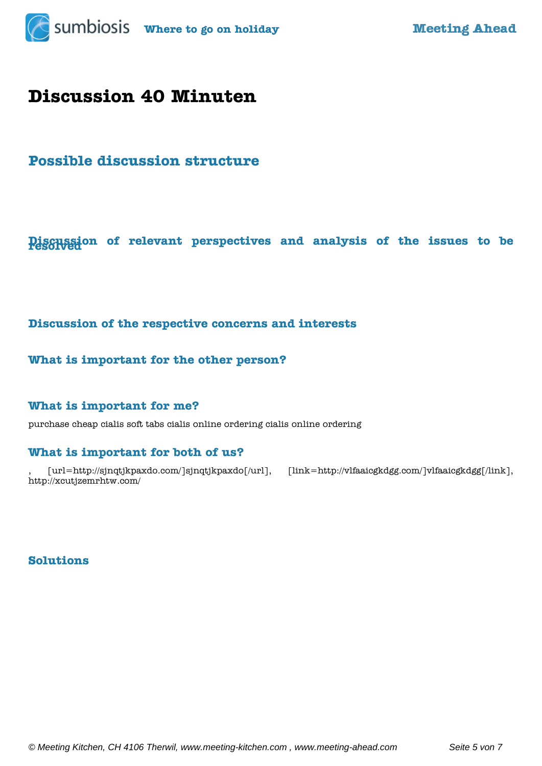# Discussion 40 Minuten

## Possible discussion structure

### Discussion of relevant perspectives and analysis of the issues to be resolved

### Discussion of the respective concerns and interests

### What is important for the other person?

### What is important for me?

purchase cheap cialis soft tabs cialis online ordering cialis online ordering

### What is important for both of us?

, [url=http://sjnqtjkpaxdo.com/]sjnqtjkpaxdo[/url], [link=http://vlfaaicgkdgg.com/]vlfaaicgkdgg[/link], http://xcutjzemrhtw.com/

### Solutions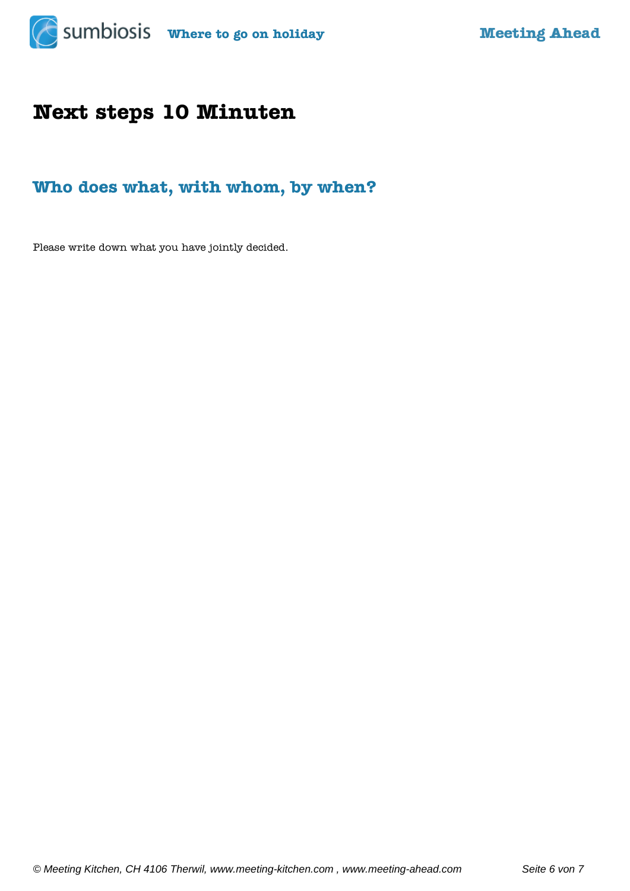# Next steps 10 Minuten

## Who does what, with whom, by when?

Please write down what you have jointly decided.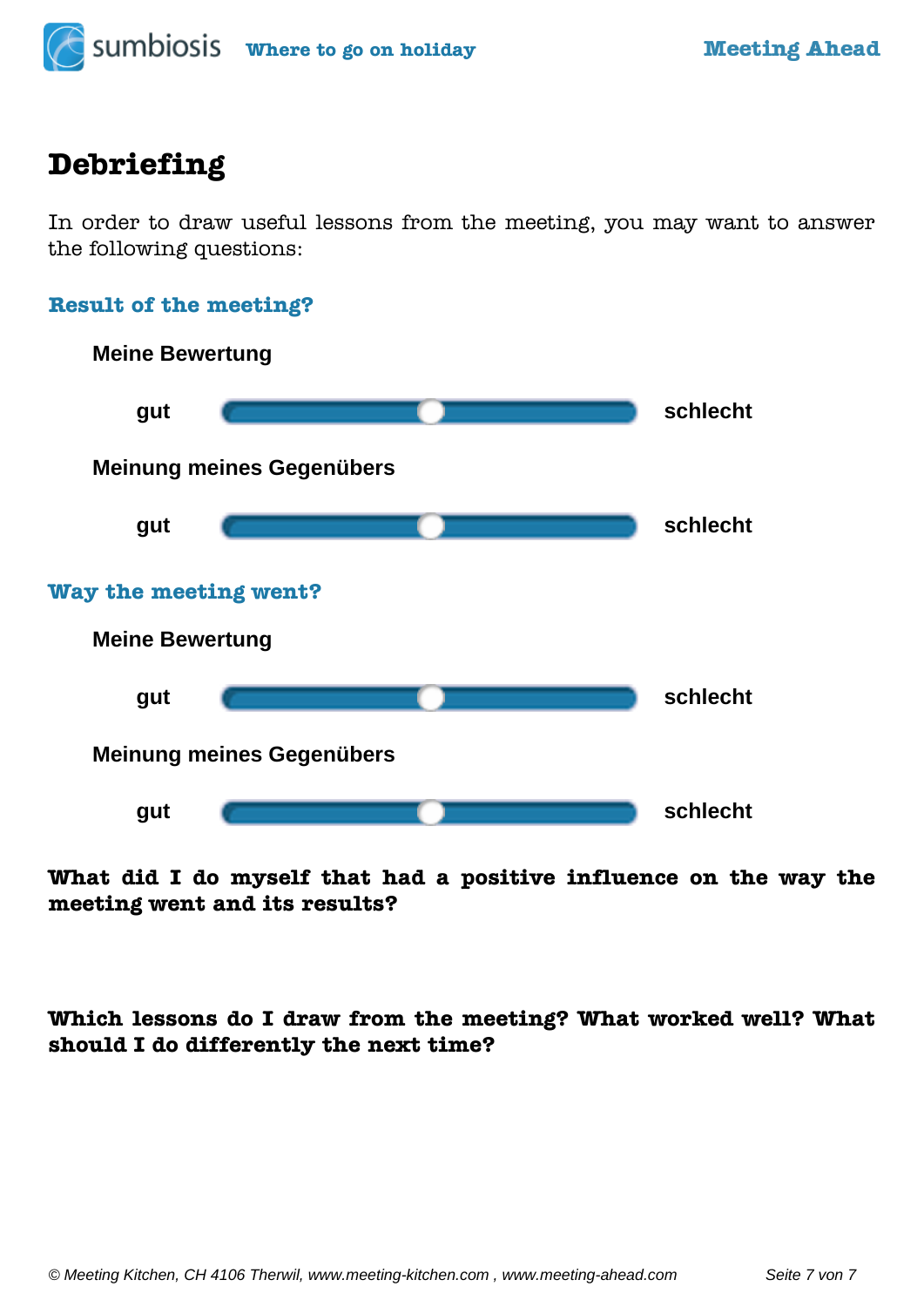# Debriefing

In order to draw useful lessons from the meeting, you may want to answer the following questions:

## Result of the meeting?

**Meine Bewertung**

**gut** **schlecht**

**Meinung meines Gegenübers**

**gut** **schlecht**

## Way the meeting went?

**Meine Bewertung**

**gut** **schlecht**

**Meinung meines Gegenübers**

**gut** **schlecht**

**What did I do myself that had a positive influence on the way the meeting went and its results?**

**Which lessons do I draw from the meeting? What worked well? What should I do differently the next time?**